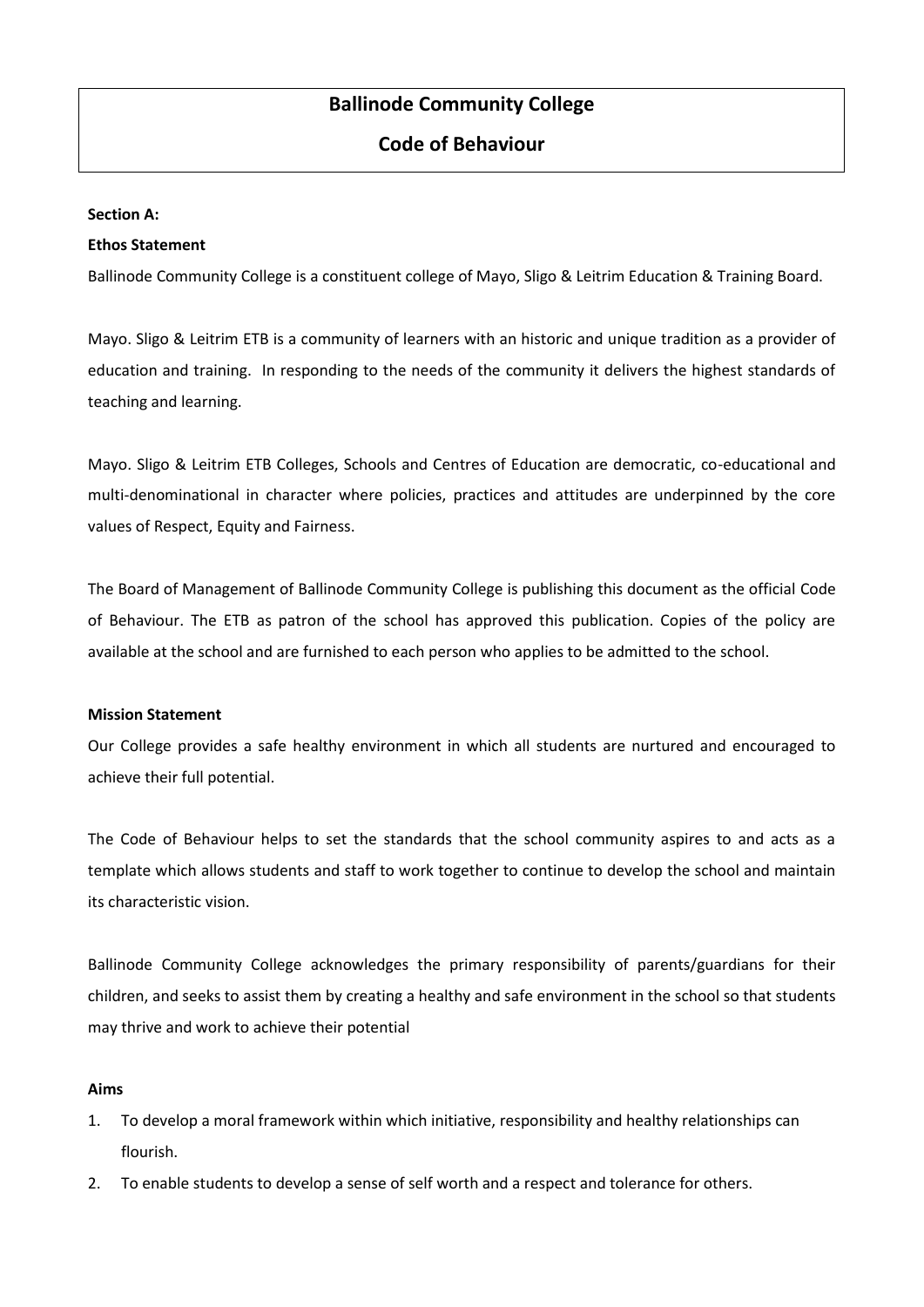# Ballinode Community College

## Code of Behaviour

**Section A:**

**Ethos Statement**

Ballinode Community College is a constituent college of Mayo, Sligo & Leitrim Education & Training Board.

Mayo. Sligo & Leitrim ETB is a community of learners with an historic and unique tradition as a provider of education and training. In responding to the needs of the community it delivers the highest standards of teaching and learning.

Mayo. Sligo & Leitrim ETB Colleges, Schools and Centres of Education are democratic, co-educational and multi-denominational in character where policies, practices and attitudes are underpinned by the core values of Respect, Equity and Fairness.

The Board of Management of Ballinode Community College is publishing this document as the official Code of Behaviour. The ETB as patron of the school has approved this publication. Copies of the policy are available at the school and are furnished to each person who applies to be admitted to the school.

**Mission Statement**

Our College provides a safe healthy environment in which all students are nurtured and encouraged to achieve their full potential.

The Code of Behaviour helps to set the standards that the school community aspires to and acts as a template which allows students and staff to work together to continue to develop the school and maintain its characteristic vision.

Ballinode Community College acknowledges the primary responsibility of parents/guardians for their children, and seeks to assist them by creating a healthy and safe environment in the school so that students may thrive and work to achieve their potential

**Aims**

1. To develop a moral framework within which initiative, responsibility and healthy relationships can flourish.
2. To enable students to develop a sense of self worth and a respect and tolerance for others.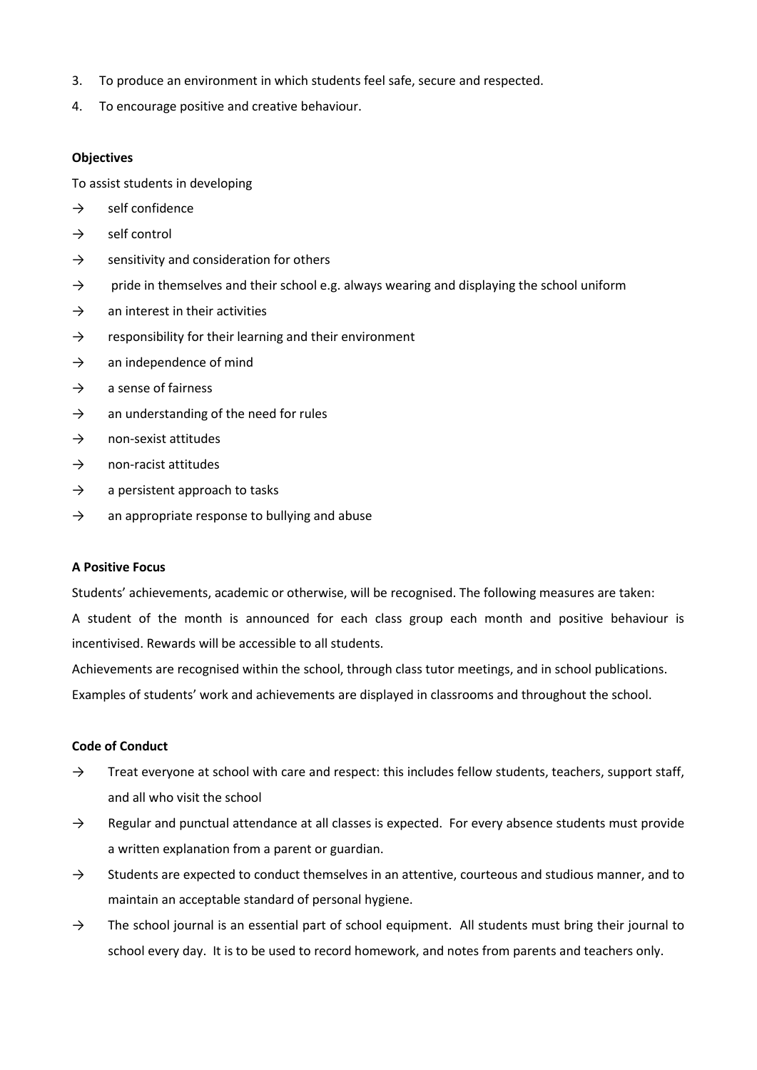3. To produce an environment in which students feel safe, secure and respected.
4. To encourage positive and creative behaviour.

**Objectives**

To assist students in developing

- → self confidence
- → self control
- → sensitivity and consideration for others
- → pride in themselves and their school e.g. always wearing and displaying the school uniform
- → an interest in their activities
- → responsibility for their learning and their environment
- → an independence of mind
- → a sense of fairness
- → an understanding of the need for rules
- → non-sexist attitudes
- → non-racist attitudes
- → a persistent approach to tasks
- → an appropriate response to bullying and abuse

**A Positive Focus**

Students' achievements, academic or otherwise, will be recognised. The following measures are taken:

A student of the month is announced for each class group each month and positive behaviour is incentivised. Rewards will be accessible to all students.

Achievements are recognised within the school, through class tutor meetings, and in school publications.

Examples of students' work and achievements are displayed in classrooms and throughout the school.

**Code of Conduct**

- → Treat everyone at school with care and respect: this includes fellow students, teachers, support staff, and all who visit the school
- → Regular and punctual attendance at all classes is expected. For every absence students must provide a written explanation from a parent or guardian.
- → Students are expected to conduct themselves in an attentive, courteous and studious manner, and to maintain an acceptable standard of personal hygiene.
- → The school journal is an essential part of school equipment. All students must bring their journal to school every day. It is to be used to record homework, and notes from parents and teachers only.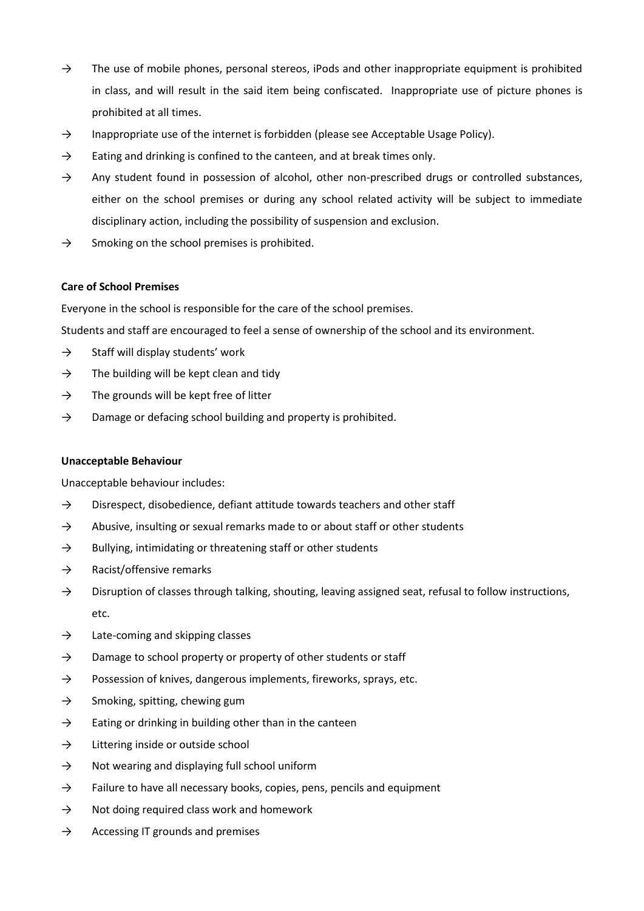- → The use of mobile phones, personal stereos, iPods and other inappropriate equipment is prohibited in class, and will result in the said item being confiscated. Inappropriate use of picture phones is prohibited at all times.
- → Inappropriate use of the internet is forbidden (please see Acceptable Usage Policy).
- → Eating and drinking is confined to the canteen, and at break times only.
- → Any student found in possession of alcohol, other non-prescribed drugs or controlled substances, either on the school premises or during any school related activity will be subject to immediate disciplinary action, including the possibility of suspension and exclusion.
- → Smoking on the school premises is prohibited.

**Care of School Premises**

Everyone in the school is responsible for the care of the school premises.

Students and staff are encouraged to feel a sense of ownership of the school and its environment.

- → Staff will display students' work
- → The building will be kept clean and tidy
- → The grounds will be kept free of litter
- → Damage or defacing school building and property is prohibited.

**Unacceptable Behaviour**

Unacceptable behaviour includes:

- → Disrespect, disobedience, defiant attitude towards teachers and other staff
- → Abusive, insulting or sexual remarks made to or about staff or other students
- → Bullying, intimidating or threatening staff or other students
- → Racist/offensive remarks
- → Disruption of classes through talking, shouting, leaving assigned seat, refusal to follow instructions, etc.
- → Late-coming and skipping classes
- → Damage to school property or property of other students or staff
- → Possession of knives, dangerous implements, fireworks, sprays, etc.
- → Smoking, spitting, chewing gum
- → Eating or drinking in building other than in the canteen
- → Littering inside or outside school
- → Not wearing and displaying full school uniform
- → Failure to have all necessary books, copies, pens, pencils and equipment
- → Not doing required class work and homework
- → Accessing IT grounds and premises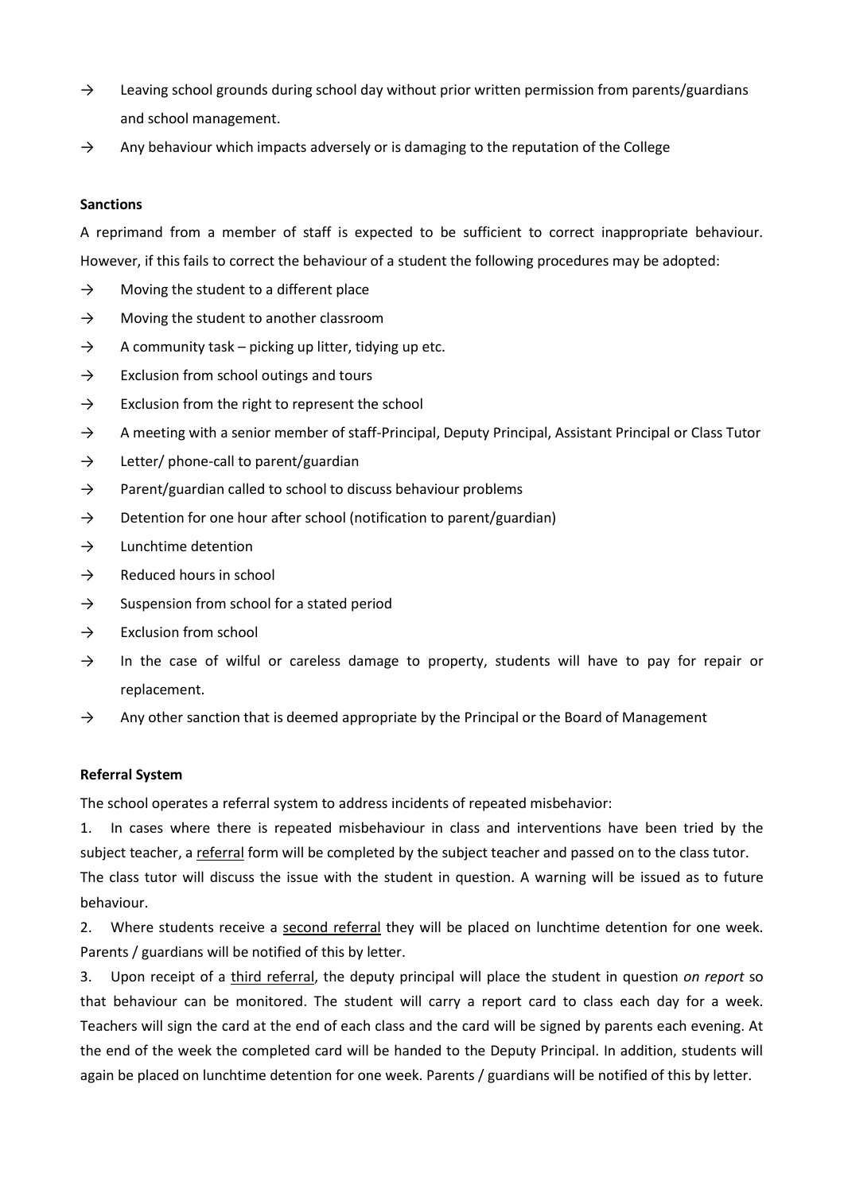- → Leaving school grounds during school day without prior written permission from parents/guardians and school management.
- → Any behaviour which impacts adversely or is damaging to the reputation of the College

**Sanctions**

A reprimand from a member of staff is expected to be sufficient to correct inappropriate behaviour. However, if this fails to correct the behaviour of a student the following procedures may be adopted:

- → Moving the student to a different place
- → Moving the student to another classroom
- → A community task – picking up litter, tidying up etc.
- → Exclusion from school outings and tours
- → Exclusion from the right to represent the school
- → A meeting with a senior member of staff-Principal, Deputy Principal, Assistant Principal or Class Tutor
- → Letter/ phone-call to parent/guardian
- → Parent/guardian called to school to discuss behaviour problems
- → Detention for one hour after school (notification to parent/guardian)
- → Lunchtime detention
- → Reduced hours in school
- → Suspension from school for a stated period
- → Exclusion from school
- → In the case of wilful or careless damage to property, students will have to pay for repair or replacement.
- → Any other sanction that is deemed appropriate by the Principal or the Board of Management

**Referral System**

The school operates a referral system to address incidents of repeated misbehavior:

1. In cases where there is repeated misbehaviour in class and interventions have been tried by the subject teacher, a referral form will be completed by the subject teacher and passed on to the class tutor. The class tutor will discuss the issue with the student in question. A warning will be issued as to future behaviour.
2. Where students receive a second referral they will be placed on lunchtime detention for one week. Parents / guardians will be notified of this by letter.
3. Upon receipt of a third referral, the deputy principal will place the student in question *on report* so that behaviour can be monitored. The student will carry a report card to class each day for a week. Teachers will sign the card at the end of each class and the card will be signed by parents each evening. At the end of the week the completed card will be handed to the Deputy Principal. In addition, students will again be placed on lunchtime detention for one week. Parents / guardians will be notified of this by letter.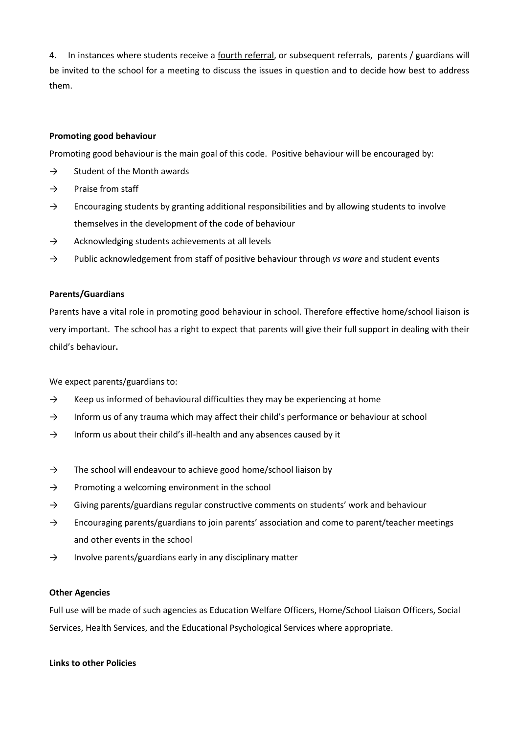4. In instances where students receive a <u>fourth referral</u>, or subsequent referrals, parents / guardians will be invited to the school for a meeting to discuss the issues in question and to decide how best to address them.

**Promoting good behaviour**

Promoting good behaviour is the main goal of this code. Positive behaviour will be encouraged by:

→ Student of the Month awards
→ Praise from staff
→ Encouraging students by granting additional responsibilities and by allowing students to involve themselves in the development of the code of behaviour
→ Acknowledging students achievements at all levels
→ Public acknowledgement from staff of positive behaviour through *vs ware* and student events

**Parents/Guardians**

Parents have a vital role in promoting good behaviour in school. Therefore effective home/school liaison is very important. The school has a right to expect that parents will give their full support in dealing with their child's behaviour**.**

We expect parents/guardians to:

→ Keep us informed of behavioural difficulties they may be experiencing at home
→ Inform us of any trauma which may affect their child's performance or behaviour at school
→ Inform us about their child's ill-health and any absences caused by it

→ The school will endeavour to achieve good home/school liaison by
→ Promoting a welcoming environment in the school
→ Giving parents/guardians regular constructive comments on students' work and behaviour
→ Encouraging parents/guardians to join parents' association and come to parent/teacher meetings and other events in the school
→ Involve parents/guardians early in any disciplinary matter

**Other Agencies**

Full use will be made of such agencies as Education Welfare Officers, Home/School Liaison Officers, Social Services, Health Services, and the Educational Psychological Services where appropriate.

**Links to other Policies**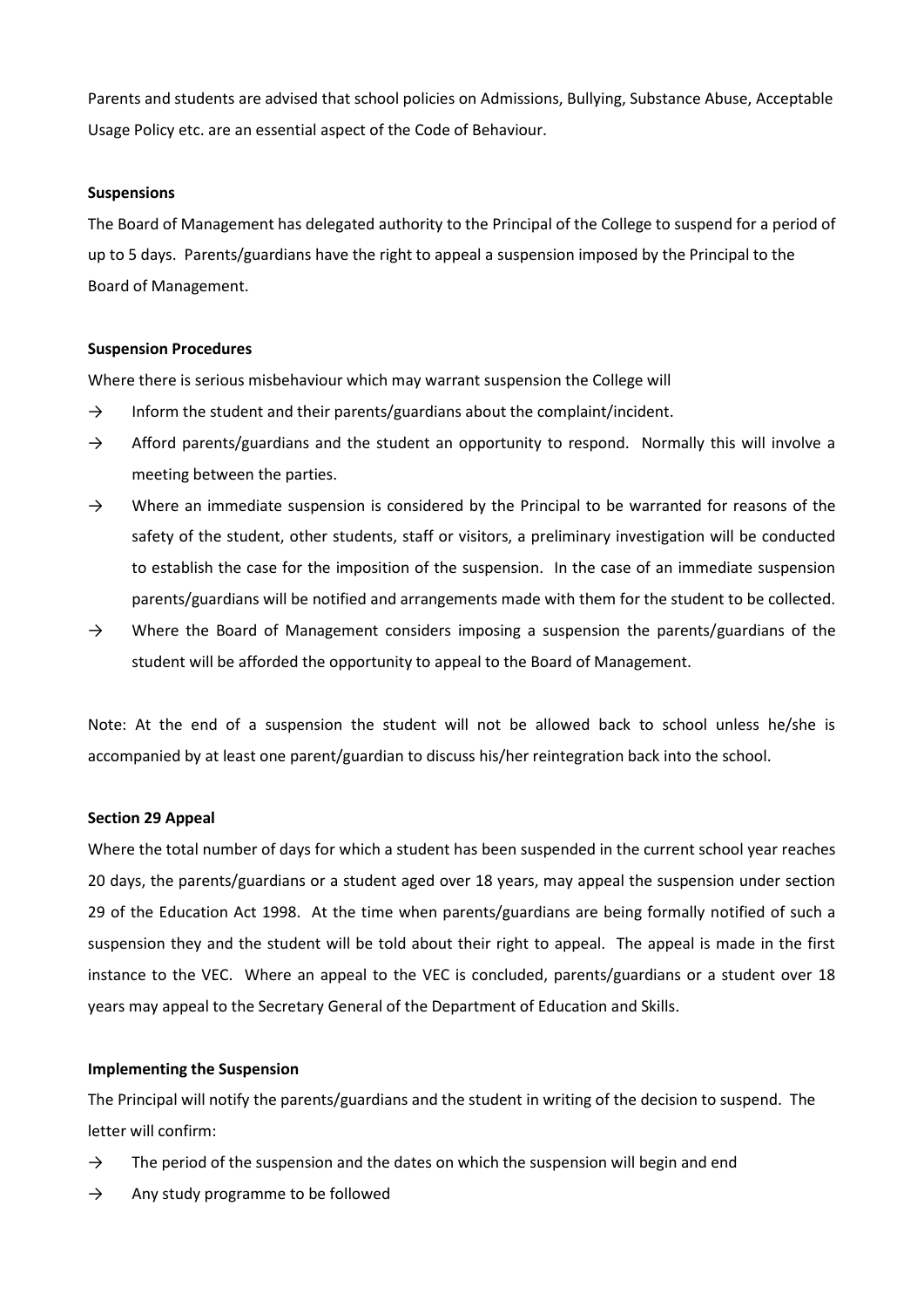Parents and students are advised that school policies on Admissions, Bullying, Substance Abuse, Acceptable Usage Policy etc. are an essential aspect of the Code of Behaviour.

**Suspensions**

The Board of Management has delegated authority to the Principal of the College to suspend for a period of up to 5 days. Parents/guardians have the right to appeal a suspension imposed by the Principal to the Board of Management.

**Suspension Procedures**

Where there is serious misbehaviour which may warrant suspension the College will

- → Inform the student and their parents/guardians about the complaint/incident.
- → Afford parents/guardians and the student an opportunity to respond. Normally this will involve a meeting between the parties.
- → Where an immediate suspension is considered by the Principal to be warranted for reasons of the safety of the student, other students, staff or visitors, a preliminary investigation will be conducted to establish the case for the imposition of the suspension. In the case of an immediate suspension parents/guardians will be notified and arrangements made with them for the student to be collected.
- → Where the Board of Management considers imposing a suspension the parents/guardians of the student will be afforded the opportunity to appeal to the Board of Management.

Note: At the end of a suspension the student will not be allowed back to school unless he/she is accompanied by at least one parent/guardian to discuss his/her reintegration back into the school.

**Section 29 Appeal**

Where the total number of days for which a student has been suspended in the current school year reaches 20 days, the parents/guardians or a student aged over 18 years, may appeal the suspension under section 29 of the Education Act 1998. At the time when parents/guardians are being formally notified of such a suspension they and the student will be told about their right to appeal. The appeal is made in the first instance to the VEC. Where an appeal to the VEC is concluded, parents/guardians or a student over 18 years may appeal to the Secretary General of the Department of Education and Skills.

**Implementing the Suspension**

The Principal will notify the parents/guardians and the student in writing of the decision to suspend. The letter will confirm:

- → The period of the suspension and the dates on which the suspension will begin and end
- → Any study programme to be followed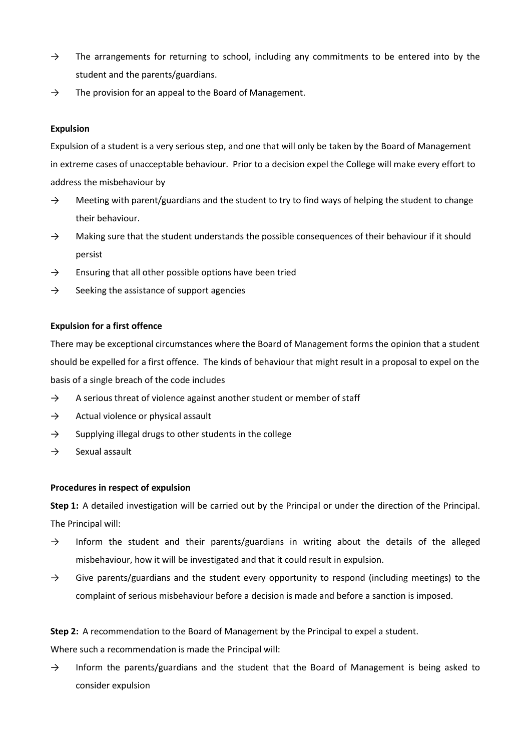- The arrangements for returning to school, including any commitments to be entered into by the student and the parents/guardians.
- The provision for an appeal to the Board of Management.

**Expulsion**

Expulsion of a student is a very serious step, and one that will only be taken by the Board of Management in extreme cases of unacceptable behaviour. Prior to a decision expel the College will make every effort to address the misbehaviour by

- Meeting with parent/guardians and the student to try to find ways of helping the student to change their behaviour.
- Making sure that the student understands the possible consequences of their behaviour if it should persist
- Ensuring that all other possible options have been tried
- Seeking the assistance of support agencies

**Expulsion for a first offence**

There may be exceptional circumstances where the Board of Management forms the opinion that a student should be expelled for a first offence. The kinds of behaviour that might result in a proposal to expel on the basis of a single breach of the code includes

- A serious threat of violence against another student or member of staff
- Actual violence or physical assault
- Supplying illegal drugs to other students in the college
- Sexual assault

**Procedures in respect of expulsion**

**Step 1:** A detailed investigation will be carried out by the Principal or under the direction of the Principal. The Principal will:

- Inform the student and their parents/guardians in writing about the details of the alleged misbehaviour, how it will be investigated and that it could result in expulsion.
- Give parents/guardians and the student every opportunity to respond (including meetings) to the complaint of serious misbehaviour before a decision is made and before a sanction is imposed.

**Step 2:** A recommendation to the Board of Management by the Principal to expel a student.

Where such a recommendation is made the Principal will:

- Inform the parents/guardians and the student that the Board of Management is being asked to consider expulsion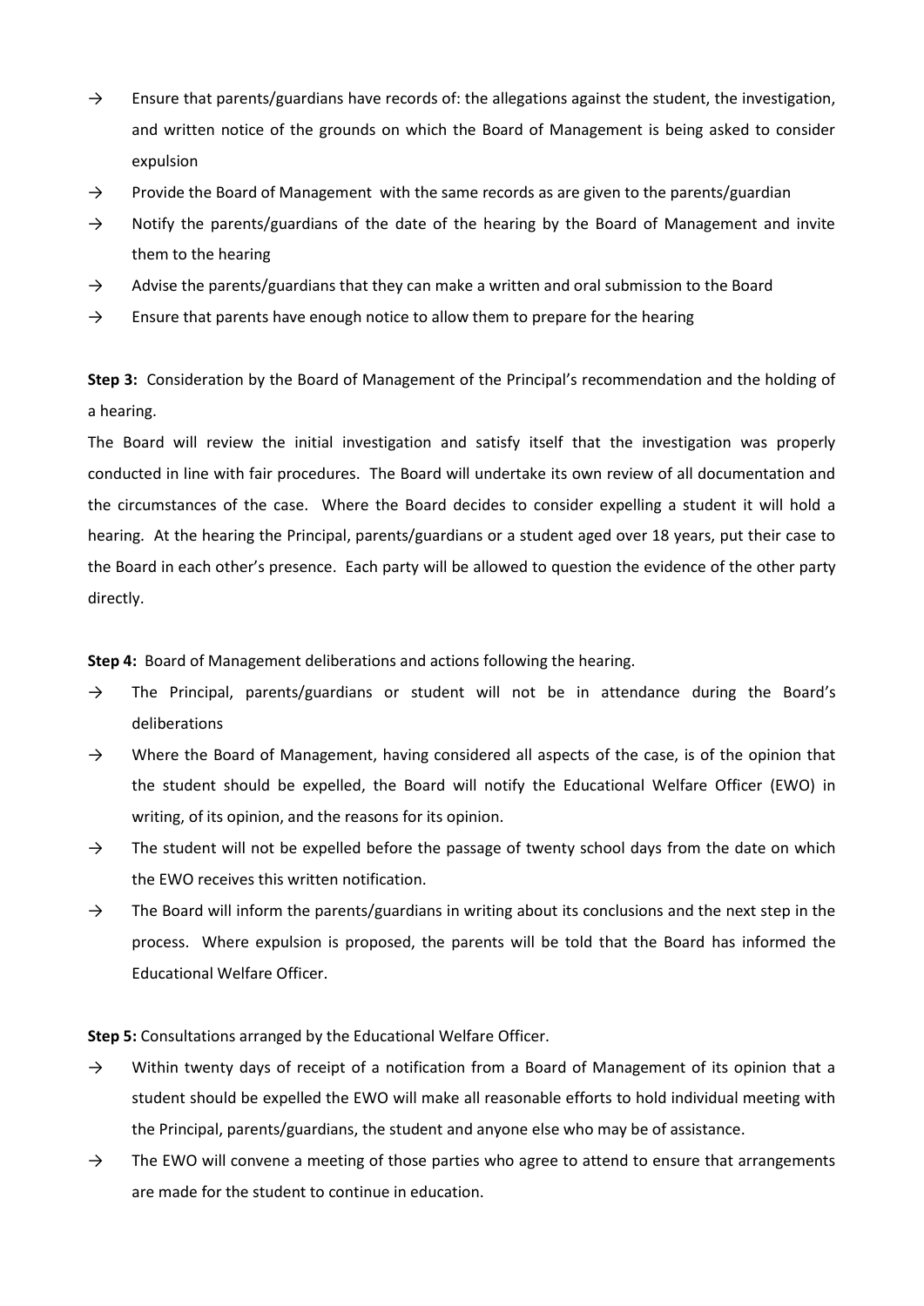→ Ensure that parents/guardians have records of: the allegations against the student, the investigation, and written notice of the grounds on which the Board of Management is being asked to consider expulsion

→ Provide the Board of Management with the same records as are given to the parents/guardian

→ Notify the parents/guardians of the date of the hearing by the Board of Management and invite them to the hearing

→ Advise the parents/guardians that they can make a written and oral submission to the Board

→ Ensure that parents have enough notice to allow them to prepare for the hearing

**Step 3:** Consideration by the Board of Management of the Principal's recommendation and the holding of a hearing.

The Board will review the initial investigation and satisfy itself that the investigation was properly conducted in line with fair procedures. The Board will undertake its own review of all documentation and the circumstances of the case. Where the Board decides to consider expelling a student it will hold a hearing. At the hearing the Principal, parents/guardians or a student aged over 18 years, put their case to the Board in each other's presence. Each party will be allowed to question the evidence of the other party directly.

**Step 4:** Board of Management deliberations and actions following the hearing.

→ The Principal, parents/guardians or student will not be in attendance during the Board's deliberations

→ Where the Board of Management, having considered all aspects of the case, is of the opinion that the student should be expelled, the Board will notify the Educational Welfare Officer (EWO) in writing, of its opinion, and the reasons for its opinion.

→ The student will not be expelled before the passage of twenty school days from the date on which the EWO receives this written notification.

→ The Board will inform the parents/guardians in writing about its conclusions and the next step in the process. Where expulsion is proposed, the parents will be told that the Board has informed the Educational Welfare Officer.

**Step 5:** Consultations arranged by the Educational Welfare Officer.

→ Within twenty days of receipt of a notification from a Board of Management of its opinion that a student should be expelled the EWO will make all reasonable efforts to hold individual meeting with the Principal, parents/guardians, the student and anyone else who may be of assistance.

→ The EWO will convene a meeting of those parties who agree to attend to ensure that arrangements are made for the student to continue in education.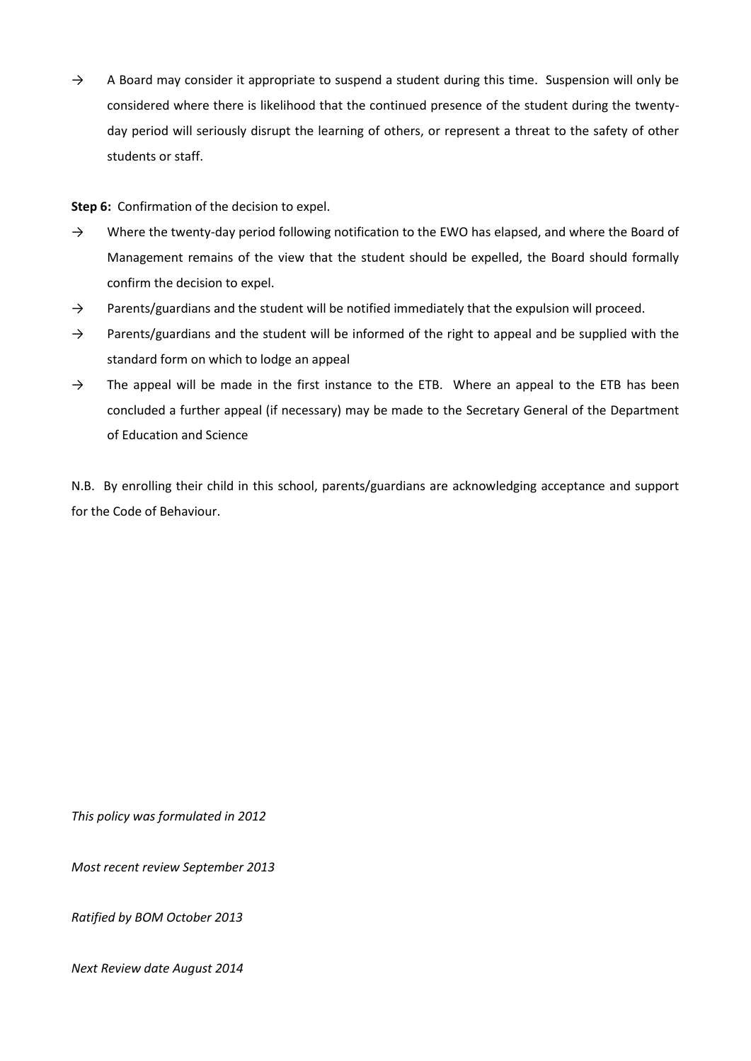→ A Board may consider it appropriate to suspend a student during this time. Suspension will only be considered where there is likelihood that the continued presence of the student during the twenty-day period will seriously disrupt the learning of others, or represent a threat to the safety of other students or staff.

**Step 6:** Confirmation of the decision to expel.

→ Where the twenty-day period following notification to the EWO has elapsed, and where the Board of Management remains of the view that the student should be expelled, the Board should formally confirm the decision to expel.

→ Parents/guardians and the student will be notified immediately that the expulsion will proceed.

→ Parents/guardians and the student will be informed of the right to appeal and be supplied with the standard form on which to lodge an appeal

→ The appeal will be made in the first instance to the ETB. Where an appeal to the ETB has been concluded a further appeal (if necessary) may be made to the Secretary General of the Department of Education and Science

N.B. By enrolling their child in this school, parents/guardians are acknowledging acceptance and support for the Code of Behaviour.

*This policy was formulated in 2012*

*Most recent review September 2013*

*Ratified by BOM October 2013*

*Next Review date August 2014*